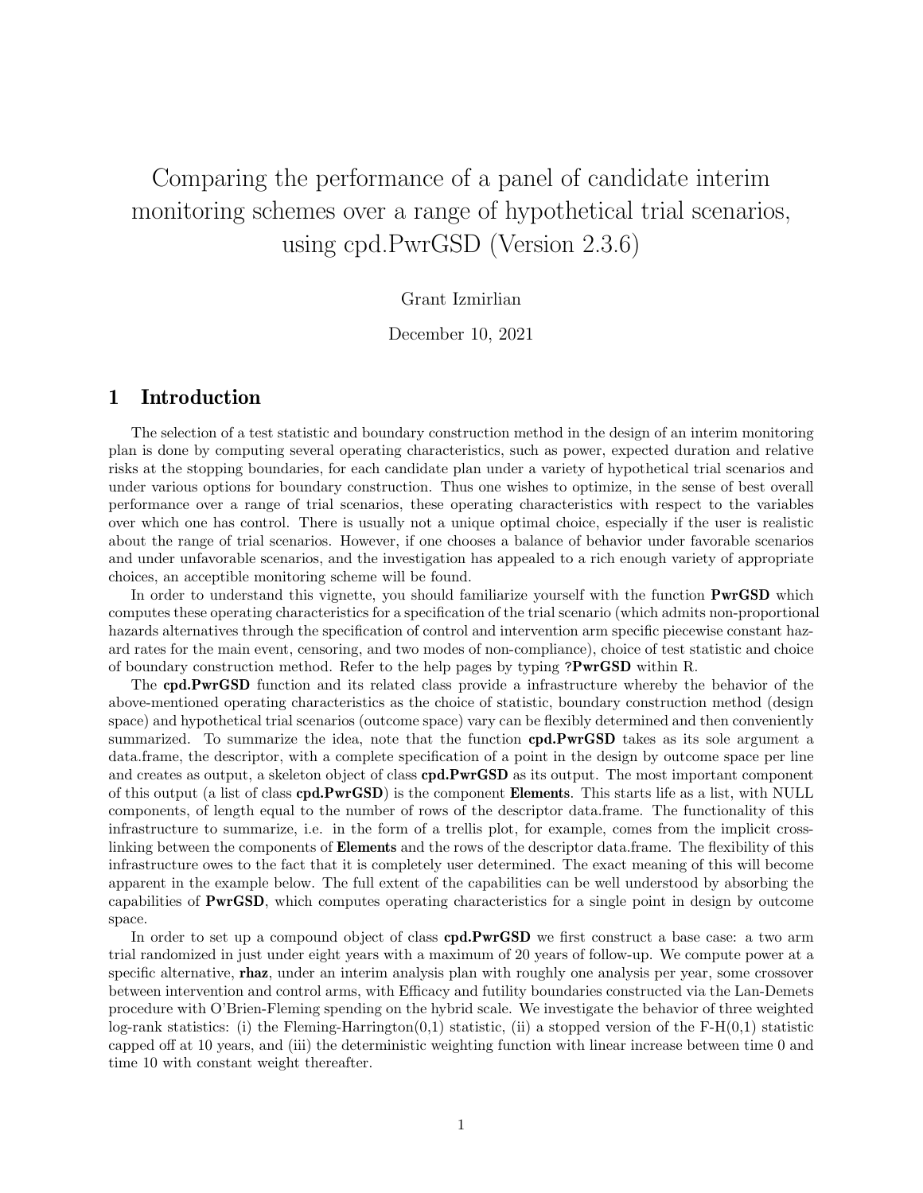# Comparing the performance of a panel of candidate interim monitoring schemes over a range of hypothetical trial scenarios, using cpd.PwrGSD (Version 2.3.6)

Grant Izmirlian

December 10, 2021

## 1 Introduction

The selection of a test statistic and boundary construction method in the design of an interim monitoring plan is done by computing several operating characteristics, such as power, expected duration and relative risks at the stopping boundaries, for each candidate plan under a variety of hypothetical trial scenarios and under various options for boundary construction. Thus one wishes to optimize, in the sense of best overall performance over a range of trial scenarios, these operating characteristics with respect to the variables over which one has control. There is usually not a unique optimal choice, especially if the user is realistic about the range of trial scenarios. However, if one chooses a balance of behavior under favorable scenarios and under unfavorable scenarios, and the investigation has appealed to a rich enough variety of appropriate choices, an acceptible monitoring scheme will be found.

In order to understand this vignette, you should familiarize yourself with the function **PwrGSD** which computes these operating characteristics for a specification of the trial scenario (which admits non-proportional hazards alternatives through the specification of control and intervention arm specific piecewise constant hazard rates for the main event, censoring, and two modes of non-compliance), choice of test statistic and choice of boundary construction method. Refer to the help pages by typing **?PwrGSD** within R.

The **cpd.PwrGSD** function and its related class provide a infrastructure whereby the behavior of the above-mentioned operating characteristics as the choice of statistic, boundary construction method (design space) and hypothetical trial scenarios (outcome space) vary can be flexibly determined and then conveniently summarized. To summarize the idea, note that the function **cpd.PwrGSD** takes as its sole argument a data.frame, the descriptor, with a complete specification of a point in the design by outcome space per line and creates as output, a skeleton object of class **cpd.PwrGSD** as its output. The most important component of this output (a list of class **cpd.PwrGSD**) is the component **Elements**. This starts life as a list, with NULL components, of length equal to the number of rows of the descriptor data.frame. The functionality of this infrastructure to summarize, i.e. in the form of a trellis plot, for example, comes from the implicit cross-linking between the components of **Elements** and the rows of the descriptor data.frame. The flexibility of this infrastructure owes to the fact that it is completely user determined. The exact meaning of this will become apparent in the example below. The full extent of the capabilities can be well understood by absorbing the capabilities of **PwrGSD**, which computes operating characteristics for a single point in design by outcome space.

In order to set up a compound object of class **cpd.PwrGSD** we first construct a base case: a two arm trial randomized in just under eight years with a maximum of 20 years of follow-up. We compute power at a specific alternative, **rhaz**, under an interim analysis plan with roughly one analysis per year, some crossover between intervention and control arms, with Efficacy and futility boundaries constructed via the Lan-Demets procedure with O'Brien-Fleming spending on the hybrid scale. We investigate the behavior of three weighted log-rank statistics: (i) the Fleming-Harrington(0,1) statistic, (ii) a stopped version of the F-H(0,1) statistic capped off at 10 years, and (iii) the deterministic weighting function with linear increase between time 0 and time 10 with constant weight thereafter.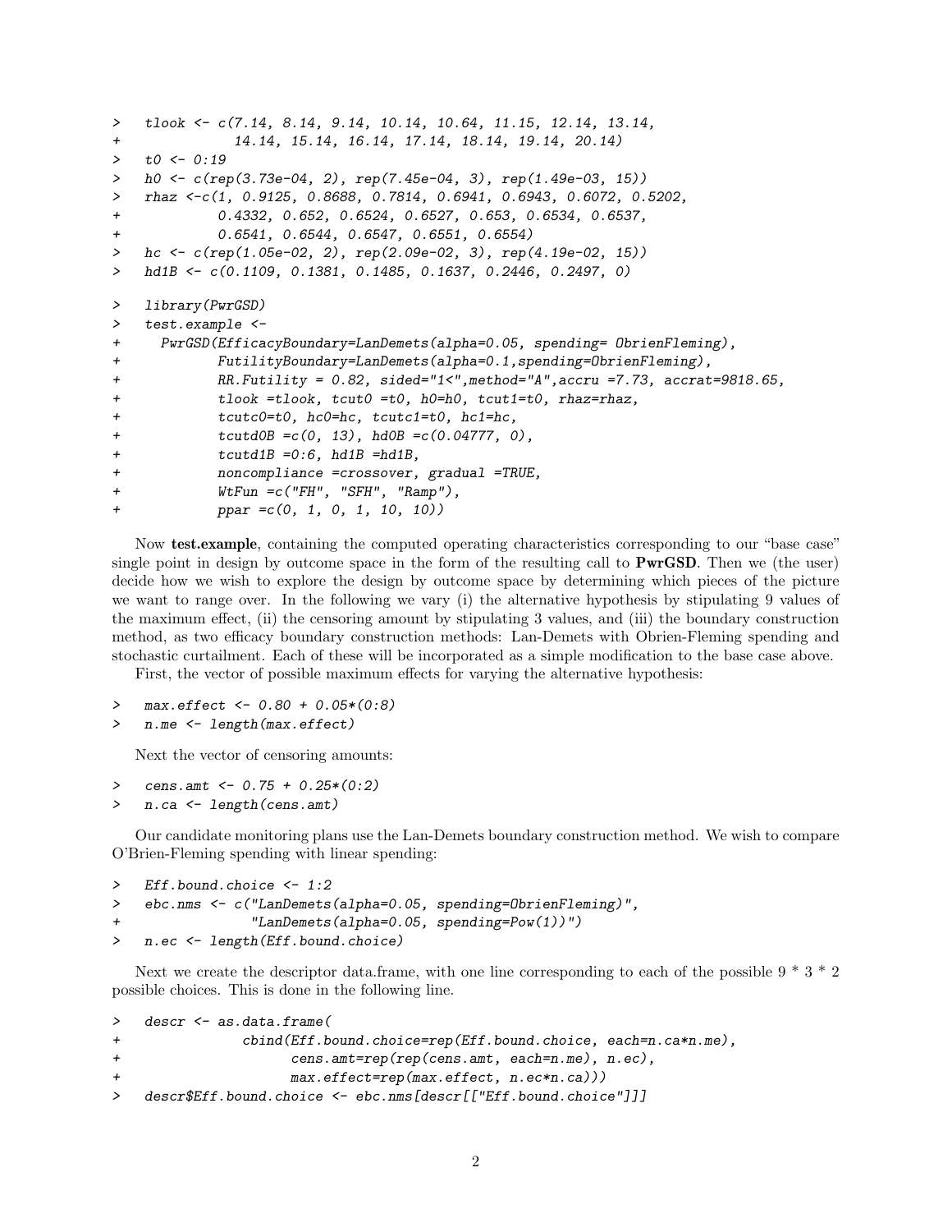```
>   tlook <- c(7.14, 8.14, 9.14, 10.14, 10.64, 11.15, 12.14, 13.14,
+             14.14, 15.14, 16.14, 17.14, 18.14, 19.14, 20.14)
>   t0 <- 0:19
>   h0 <- c(rep(3.73e-04, 2), rep(7.45e-04, 3), rep(1.49e-03, 15))
>   rhaz <-c(1, 0.9125, 0.8688, 0.7814, 0.6941, 0.6943, 0.6072, 0.5202,
+            0.4332, 0.652, 0.6524, 0.6527, 0.653, 0.6534, 0.6537,
+            0.6541, 0.6544, 0.6547, 0.6551, 0.6554)
>   hc <- c(rep(1.05e-02, 2), rep(2.09e-02, 3), rep(4.19e-02, 15))
>   hd1B <- c(0.1109, 0.1381, 0.1485, 0.1637, 0.2446, 0.2497, 0)

>   library(PwrGSD)
>   test.example <-
+     PwrGSD(EfficacyBoundary=LanDemets(alpha=0.05, spending= ObrienFleming),
+            FutilityBoundary=LanDemets(alpha=0.1,spending=ObrienFleming),
+            RR.Futility = 0.82, sided="1<",method="A",accru =7.73, accrat=9818.65,
+            tlook =tlook, tcut0 =t0, h0=h0, tcut1=t0, rhaz=rhaz,
+            tcutc0=t0, hc0=hc, tcutc1=t0, hc1=hc,
+            tcutd0B =c(0, 13), hd0B =c(0.04777, 0),
+            tcutd1B =0:6, hd1B =hd1B,
+            noncompliance =crossover, gradual =TRUE,
+            WtFun =c("FH", "SFH", "Ramp"),
+            ppar =c(0, 1, 0, 1, 10, 10))
```

Now **test.example**, containing the computed operating characteristics corresponding to our "base case" single point in design by outcome space in the form of the resulting call to **PwrGSD**. Then we (the user) decide how we wish to explore the design by outcome space by determining which pieces of the picture we want to range over. In the following we vary (i) the alternative hypothesis by stipulating 9 values of the maximum effect, (ii) the censoring amount by stipulating 3 values, and (iii) the boundary construction method, as two efficacy boundary construction methods: Lan-Demets with Obrien-Fleming spending and stochastic curtailment. Each of these will be incorporated as a simple modification to the base case above.

First, the vector of possible maximum effects for varying the alternative hypothesis:

```
>   max.effect <- 0.80 + 0.05*(0:8)
>   n.me <- length(max.effect)
```

Next the vector of censoring amounts:

```
>   cens.amt <- 0.75 + 0.25*(0:2)
>   n.ca <- length(cens.amt)
```

Our candidate monitoring plans use the Lan-Demets boundary construction method. We wish to compare O'Brien-Fleming spending with linear spending:

```
>   Eff.bound.choice <- 1:2
>   ebc.nms <- c("LanDemets(alpha=0.05, spending=ObrienFleming)",
+                "LanDemets(alpha=0.05, spending=Pow(1))")
>   n.ec <- length(Eff.bound.choice)
```

Next we create the descriptor data.frame, with one line corresponding to each of the possible 9 * 3 * 2 possible choices. This is done in the following line.

```
>   descr <- as.data.frame(
+              cbind(Eff.bound.choice=rep(Eff.bound.choice, each=n.ca*n.me),
+                    cens.amt=rep(rep(cens.amt, each=n.me), n.ec),
+                    max.effect=rep(max.effect, n.ec*n.ca)))
>   descr$Eff.bound.choice <- ebc.nms[descr[["Eff.bound.choice"]]]
```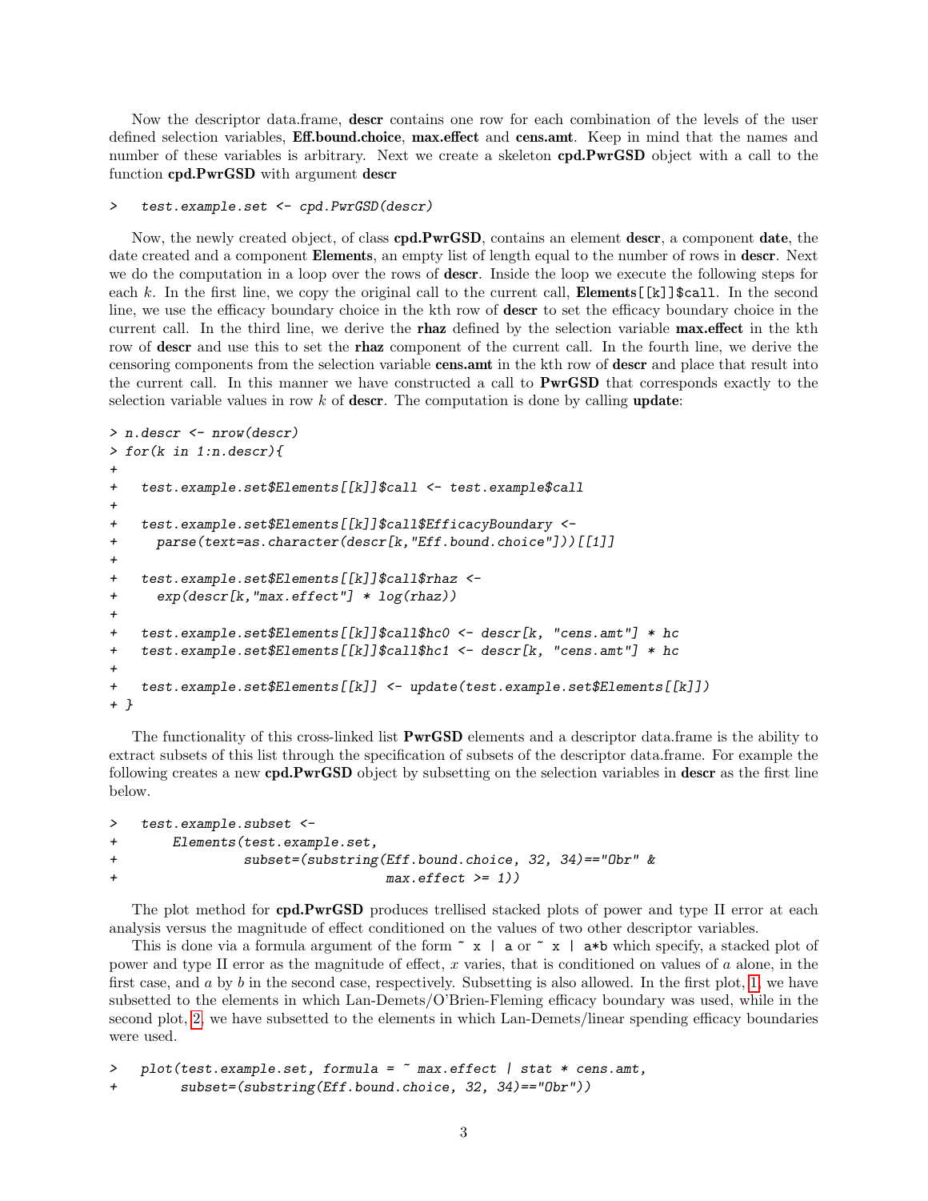Now the descriptor data.frame, **descr** contains one row for each combination of the levels of the user defined selection variables, **Eff.bound.choice**, **max.effect** and **cens.amt**. Keep in mind that the names and number of these variables is arbitrary. Next we create a skeleton **cpd.PwrGSD** object with a call to the function **cpd.PwrGSD** with argument **descr**

```
>   test.example.set <- cpd.PwrGSD(descr)
```

Now, the newly created object, of class **cpd.PwrGSD**, contains an element **descr**, a component **date**, the date created and a component **Elements**, an empty list of length equal to the number of rows in **descr**. Next we do the computation in a loop over the rows of **descr**. Inside the loop we execute the following steps for each $k$. In the first line, we copy the original call to the current call, **Elements**`[[k]]$call`. In the second line, we use the efficacy boundary choice in the kth row of **descr** to set the efficacy boundary choice in the current call. In the third line, we derive the **rhaz** defined by the selection variable **max.effect** in the kth row of **descr** and use this to set the **rhaz** component of the current call. In the fourth line, we derive the censoring components from the selection variable **cens.amt** in the kth row of **descr** and place that result into the current call. In this manner we have constructed a call to **PwrGSD** that corresponds exactly to the selection variable values in row $k$ of **descr**. The computation is done by calling **update**:

```
> n.descr <- nrow(descr)
> for(k in 1:n.descr){
+
+   test.example.set$Elements[[k]]$call <- test.example$call
+
+   test.example.set$Elements[[k]]$call$EfficacyBoundary <-
+     parse(text=as.character(descr[k,"Eff.bound.choice"]))[[1]]
+
+   test.example.set$Elements[[k]]$call$rhaz <-
+     exp(descr[k,"max.effect"] * log(rhaz))
+
+   test.example.set$Elements[[k]]$call$hc0 <- descr[k, "cens.amt"] * hc
+   test.example.set$Elements[[k]]$call$hc1 <- descr[k, "cens.amt"] * hc
+
+   test.example.set$Elements[[k]] <- update(test.example.set$Elements[[k]])
+ }
```

The functionality of this cross-linked list **PwrGSD** elements and a descriptor data.frame is the ability to extract subsets of this list through the specification of subsets of the descriptor data.frame. For example the following creates a new **cpd.PwrGSD** object by subsetting on the selection variables in **descr** as the first line below.

```
>   test.example.subset <-
+       Elements(test.example.set,
+                subset=(substring(Eff.bound.choice, 32, 34)=="Obr" &
+                                  max.effect >= 1))
```

The plot method for **cpd.PwrGSD** produces trellised stacked plots of power and type II error at each analysis versus the magnitude of effect conditioned on the values of two other descriptor variables.

This is done via a formula argument of the form `~ x | a` or `~ x | a*b` which specify, a stacked plot of power and type II error as the magnitude of effect, $x$ varies, that is conditioned on values of $a$ alone, in the first case, and $a$ by $b$ in the second case, respectively. Subsetting is also allowed. In the first plot, 1, we have subsetted to the elements in which Lan-Demets/O'Brien-Fleming efficacy boundary was used, while in the second plot, 2, we have subsetted to the elements in which Lan-Demets/linear spending efficacy boundaries were used.

```
>   plot(test.example.set, formula = ~ max.effect | stat * cens.amt,
+        subset=(substring(Eff.bound.choice, 32, 34)=="Obr"))
```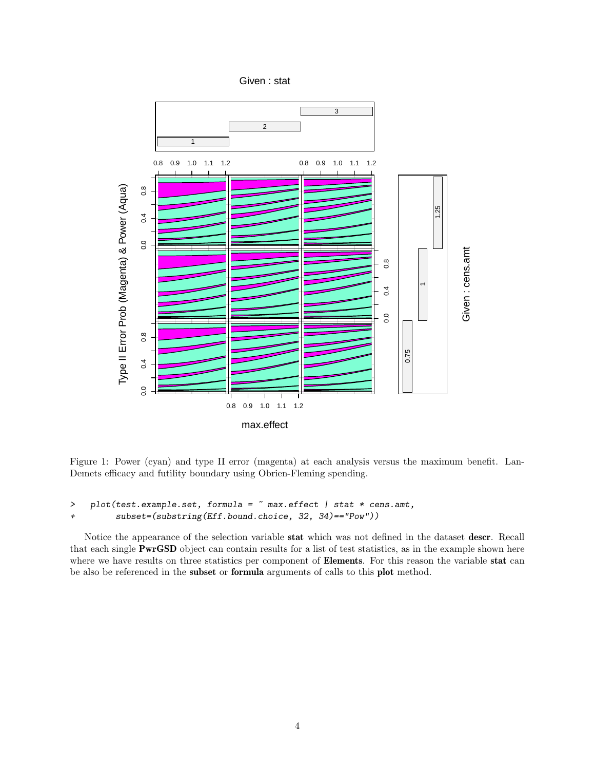Figure 1: Power (cyan) and type II error (magenta) at each analysis versus the maximum benefit. Lan-Demets efficacy and futility boundary using Obrien-Fleming spending.

```
>   plot(test.example.set, formula = ~ max.effect | stat * cens.amt,
+         subset=(substring(Eff.bound.choice, 32, 34)=="Pow"))
```

Notice the appearance of the selection variable **stat** which was not defined in the dataset **descr**. Recall that each single **PwrGSD** object can contain results for a list of test statistics, as in the example shown here where we have results on three statistics per component of **Elements**. For this reason the variable **stat** can be also be referenced in the **subset** or **formula** arguments of calls to this **plot** method.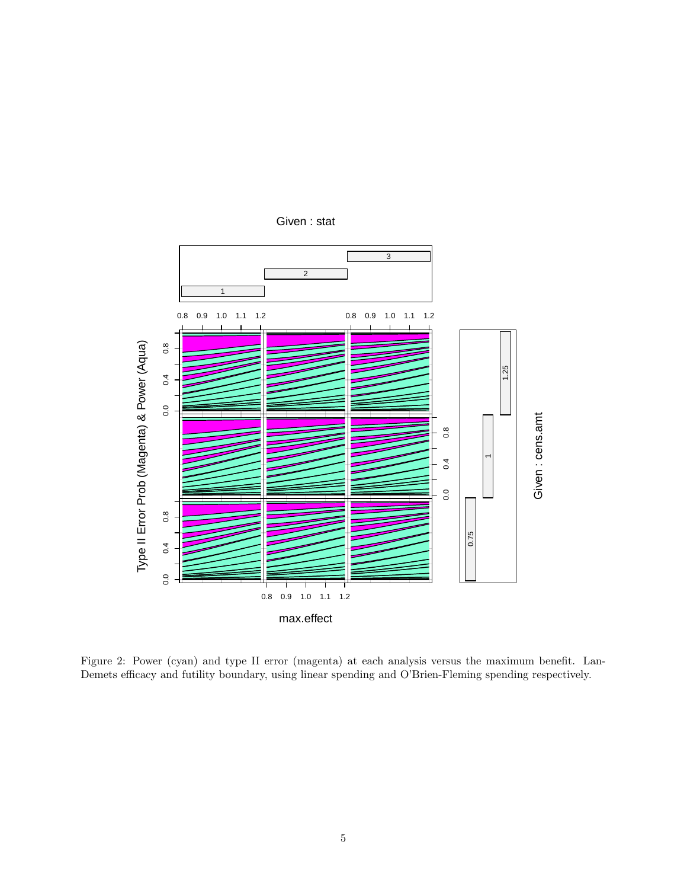Given : stat

1

2

3

0.8 0.9 1.0 1.1 1.2

0.8 0.9 1.0 1.1 1.2

Type II Error Prob (Magenta) & Power (Aqua)

0.0 0.4 0.8

Given : cens.amt

0.75

1

1.25

0.8 0.9 1.0 1.1 1.2

max.effect

Figure 2: Power (cyan) and type II error (magenta) at each analysis versus the maximum benefit. Lan-Demets efficacy and futility boundary, using linear spending and O'Brien-Fleming spending respectively.